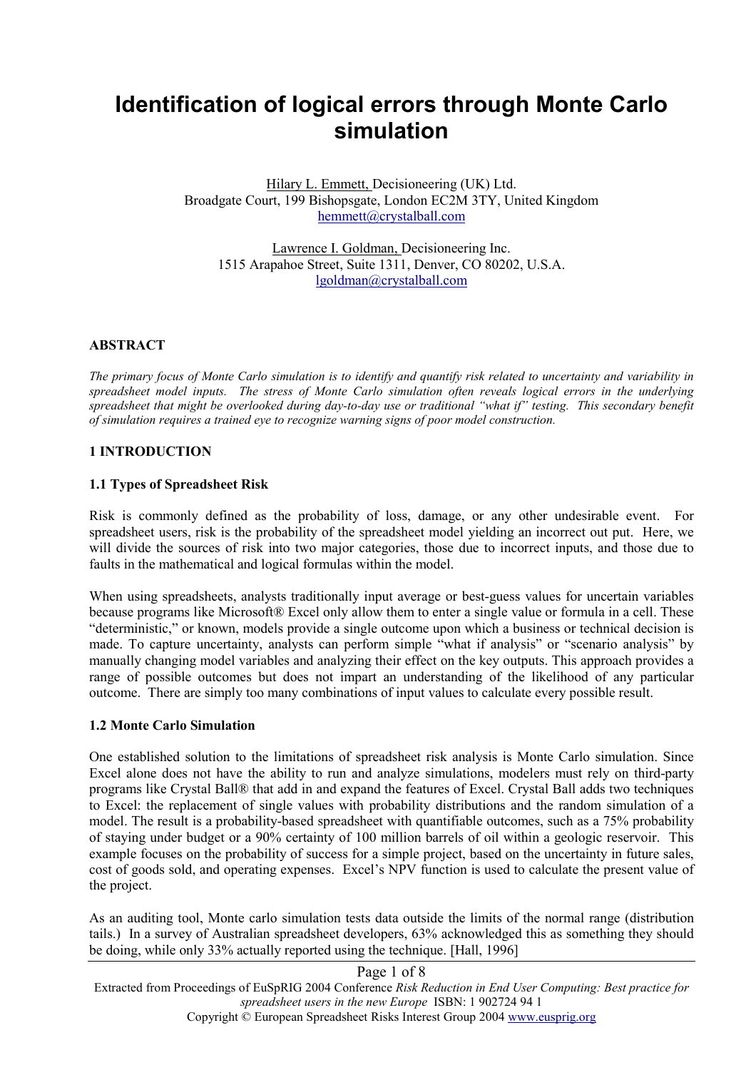# Identification of logical errors through Monte Carlo simulation

Hilary L. Emmett, Decisioneering (UK) Ltd.
Broadgate Court, 199 Bishopsgate, London EC2M 3TY, United Kingdom
hemmett@crystalball.com

Lawrence I. Goldman, Decisioneering Inc.
1515 Arapahoe Street, Suite 1311, Denver, CO 80202, U.S.A.
lgoldman@crystalball.com

## ABSTRACT

*The primary focus of Monte Carlo simulation is to identify and quantify risk related to uncertainty and variability in spreadsheet model inputs. The stress of Monte Carlo simulation often reveals logical errors in the underlying spreadsheet that might be overlooked during day-to-day use or traditional "what if" testing. This secondary benefit of simulation requires a trained eye to recognize warning signs of poor model construction.*

## 1 INTRODUCTION

### 1.1 Types of Spreadsheet Risk

Risk is commonly defined as the probability of loss, damage, or any other undesirable event. For spreadsheet users, risk is the probability of the spreadsheet model yielding an incorrect out put. Here, we will divide the sources of risk into two major categories, those due to incorrect inputs, and those due to faults in the mathematical and logical formulas within the model.

When using spreadsheets, analysts traditionally input average or best-guess values for uncertain variables because programs like Microsoft® Excel only allow them to enter a single value or formula in a cell. These "deterministic," or known, models provide a single outcome upon which a business or technical decision is made. To capture uncertainty, analysts can perform simple "what if analysis" or "scenario analysis" by manually changing model variables and analyzing their effect on the key outputs. This approach provides a range of possible outcomes but does not impart an understanding of the likelihood of any particular outcome. There are simply too many combinations of input values to calculate every possible result.

### 1.2 Monte Carlo Simulation

One established solution to the limitations of spreadsheet risk analysis is Monte Carlo simulation. Since Excel alone does not have the ability to run and analyze simulations, modelers must rely on third-party programs like Crystal Ball® that add in and expand the features of Excel. Crystal Ball adds two techniques to Excel: the replacement of single values with probability distributions and the random simulation of a model. The result is a probability-based spreadsheet with quantifiable outcomes, such as a 75% probability of staying under budget or a 90% certainty of 100 million barrels of oil within a geologic reservoir. This example focuses on the probability of success for a simple project, based on the uncertainty in future sales, cost of goods sold, and operating expenses. Excel's NPV function is used to calculate the present value of the project.

As an auditing tool, Monte carlo simulation tests data outside the limits of the normal range (distribution tails.) In a survey of Australian spreadsheet developers, 63% acknowledged this as something they should be doing, while only 33% actually reported using the technique. [Hall, 1996]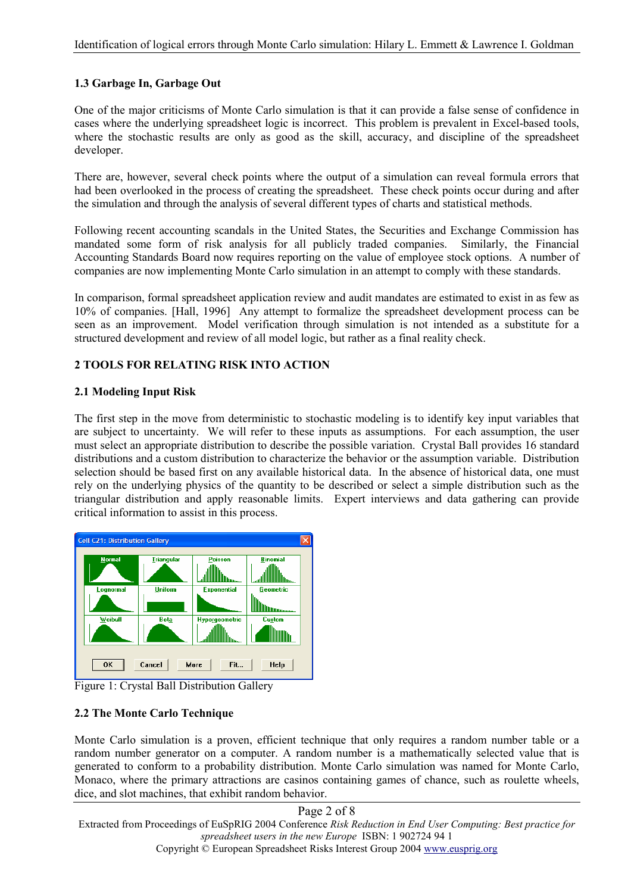### 1.3 Garbage In, Garbage Out

One of the major criticisms of Monte Carlo simulation is that it can provide a false sense of confidence in cases where the underlying spreadsheet logic is incorrect. This problem is prevalent in Excel-based tools, where the stochastic results are only as good as the skill, accuracy, and discipline of the spreadsheet developer.

There are, however, several check points where the output of a simulation can reveal formula errors that had been overlooked in the process of creating the spreadsheet. These check points occur during and after the simulation and through the analysis of several different types of charts and statistical methods.

Following recent accounting scandals in the United States, the Securities and Exchange Commission has mandated some form of risk analysis for all publicly traded companies. Similarly, the Financial Accounting Standards Board now requires reporting on the value of employee stock options. A number of companies are now implementing Monte Carlo simulation in an attempt to comply with these standards.

In comparison, formal spreadsheet application review and audit mandates are estimated to exist in as few as 10% of companies. [Hall, 1996] Any attempt to formalize the spreadsheet development process can be seen as an improvement. Model verification through simulation is not intended as a substitute for a structured development and review of all model logic, but rather as a final reality check.

## 2 TOOLS FOR RELATING RISK INTO ACTION

### 2.1 Modeling Input Risk

The first step in the move from deterministic to stochastic modeling is to identify key input variables that are subject to uncertainty. We will refer to these inputs as assumptions. For each assumption, the user must select an appropriate distribution to describe the possible variation. Crystal Ball provides 16 standard distributions and a custom distribution to characterize the behavior or the assumption variable. Distribution selection should be based first on any available historical data. In the absence of historical data, one must rely on the underlying physics of the quantity to be described or select a simple distribution such as the triangular distribution and apply reasonable limits. Expert interviews and data gathering can provide critical information to assist in this process.

Figure 1: Crystal Ball Distribution Gallery

### 2.2 The Monte Carlo Technique

Monte Carlo simulation is a proven, efficient technique that only requires a random number table or a random number generator on a computer. A random number is a mathematically selected value that is generated to conform to a probability distribution. Monte Carlo simulation was named for Monte Carlo, Monaco, where the primary attractions are casinos containing games of chance, such as roulette wheels, dice, and slot machines, that exhibit random behavior.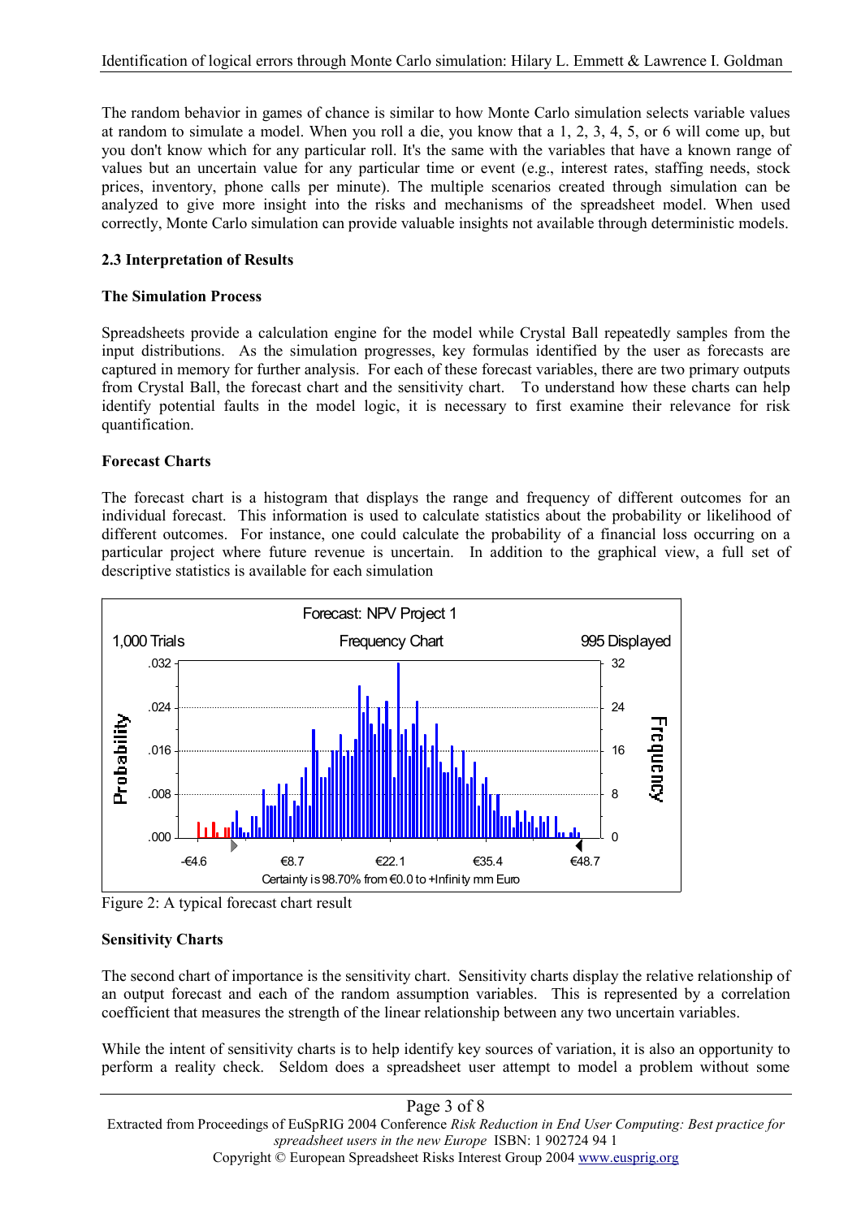The random behavior in games of chance is similar to how Monte Carlo simulation selects variable values at random to simulate a model. When you roll a die, you know that a 1, 2, 3, 4, 5, or 6 will come up, but you don't know which for any particular roll. It's the same with the variables that have a known range of values but an uncertain value for any particular time or event (e.g., interest rates, staffing needs, stock prices, inventory, phone calls per minute). The multiple scenarios created through simulation can be analyzed to give more insight into the risks and mechanisms of the spreadsheet model. When used correctly, Monte Carlo simulation can provide valuable insights not available through deterministic models.

### 2.3 Interpretation of Results

**The Simulation Process**

Spreadsheets provide a calculation engine for the model while Crystal Ball repeatedly samples from the input distributions. As the simulation progresses, key formulas identified by the user as forecasts are captured in memory for further analysis. For each of these forecast variables, there are two primary outputs from Crystal Ball, the forecast chart and the sensitivity chart. To understand how these charts can help identify potential faults in the model logic, it is necessary to first examine their relevance for risk quantification.

**Forecast Charts**

The forecast chart is a histogram that displays the range and frequency of different outcomes for an individual forecast. This information is used to calculate statistics about the probability or likelihood of different outcomes. For instance, one could calculate the probability of a financial loss occurring on a particular project where future revenue is uncertain. In addition to the graphical view, a full set of descriptive statistics is available for each simulation

Forecast: NPV Project 1

1,000 Trials — Frequency Chart — 995 Displayed

Certainty is 98.70% from €0.0 to +Infinity mm Euro

Figure 2: A typical forecast chart result

**Sensitivity Charts**

The second chart of importance is the sensitivity chart. Sensitivity charts display the relative relationship of an output forecast and each of the random assumption variables. This is represented by a correlation coefficient that measures the strength of the linear relationship between any two uncertain variables.

While the intent of sensitivity charts is to help identify key sources of variation, it is also an opportunity to perform a reality check. Seldom does a spreadsheet user attempt to model a problem without some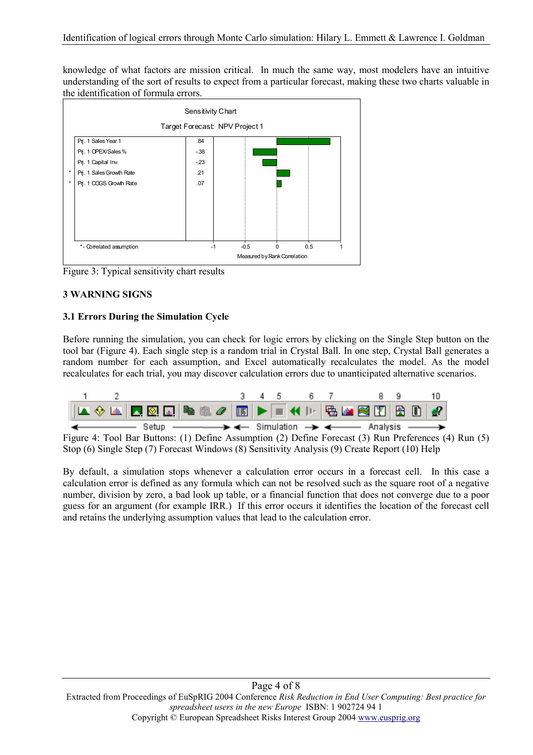knowledge of what factors are mission critical. In much the same way, most modelers have an intuitive understanding of the sort of results to expect from a particular forecast, making these two charts valuable in the identification of formula errors.

Figure 3: Typical sensitivity chart results

## 3 WARNING SIGNS

### 3.1 Errors During the Simulation Cycle

Before running the simulation, you can check for logic errors by clicking on the Single Step button on the tool bar (Figure 4). Each single step is a random trial in Crystal Ball. In one step, Crystal Ball generates a random number for each assumption, and Excel automatically recalculates the model. As the model recalculates for each trial, you may discover calculation errors due to unanticipated alternative scenarios.

Figure 4: Tool Bar Buttons: (1) Define Assumption (2) Define Forecast (3) Run Preferences (4) Run (5) Stop (6) Single Step (7) Forecast Windows (8) Sensitivity Analysis (9) Create Report (10) Help

By default, a simulation stops whenever a calculation error occurs in a forecast cell. In this case a calculation error is defined as any formula which can not be resolved such as the square root of a negative number, division by zero, a bad look up table, or a financial function that does not converge due to a poor guess for an argument (for example IRR.) If this error occurs it identifies the location of the forecast cell and retains the underlying assumption values that lead to the calculation error.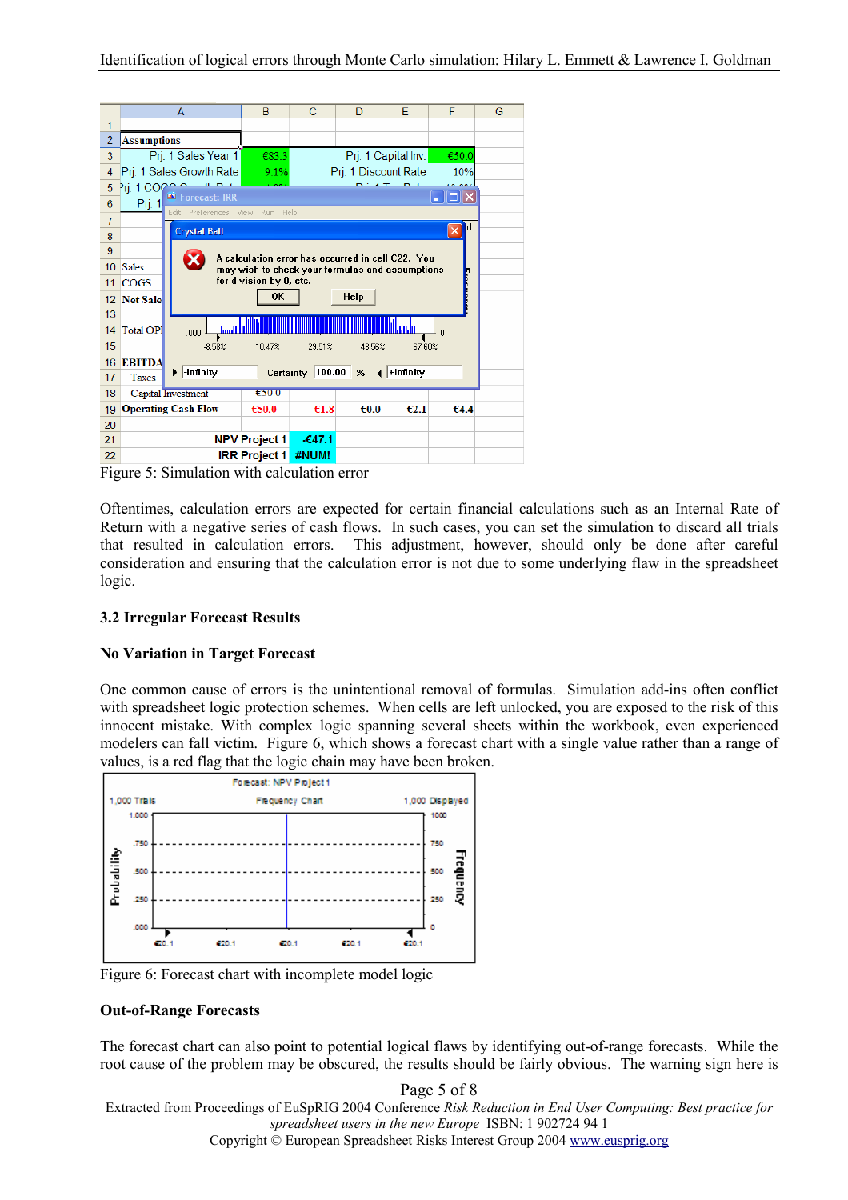Figure 5: Simulation with calculation error

Oftentimes, calculation errors are expected for certain financial calculations such as an Internal Rate of Return with a negative series of cash flows. In such cases, you can set the simulation to discard all trials that resulted in calculation errors. This adjustment, however, should only be done after careful consideration and ensuring that the calculation error is not due to some underlying flaw in the spreadsheet logic.

### 3.2 Irregular Forecast Results

#### No Variation in Target Forecast

One common cause of errors is the unintentional removal of formulas. Simulation add-ins often conflict with spreadsheet logic protection schemes. When cells are left unlocked, you are exposed to the risk of this innocent mistake. With complex logic spanning several sheets within the workbook, even experienced modelers can fall victim. Figure 6, which shows a forecast chart with a single value rather than a range of values, is a red flag that the logic chain may have been broken.

Figure 6: Forecast chart with incomplete model logic

#### Out-of-Range Forecasts

The forecast chart can also point to potential logical flaws by identifying out-of-range forecasts. While the root cause of the problem may be obscured, the results should be fairly obvious. The warning sign here is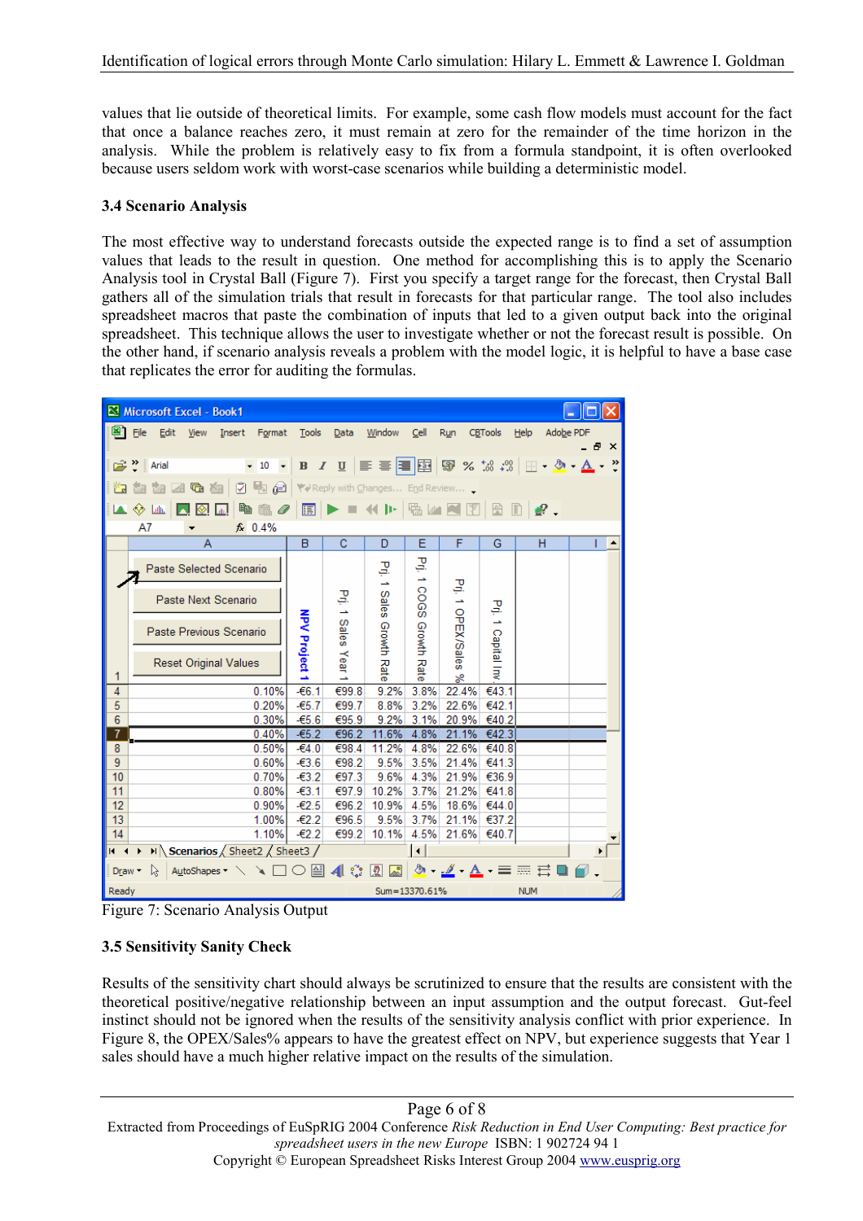values that lie outside of theoretical limits. For example, some cash flow models must account for the fact that once a balance reaches zero, it must remain at zero for the remainder of the time horizon in the analysis. While the problem is relatively easy to fix from a formula standpoint, it is often overlooked because users seldom work with worst-case scenarios while building a deterministic model.

### 3.4 Scenario Analysis

The most effective way to understand forecasts outside the expected range is to find a set of assumption values that leads to the result in question. One method for accomplishing this is to apply the Scenario Analysis tool in Crystal Ball (Figure 7). First you specify a target range for the forecast, then Crystal Ball gathers all of the simulation trials that result in forecasts for that particular range. The tool also includes spreadsheet macros that paste the combination of inputs that led to a given output back into the original spreadsheet. This technique allows the user to investigate whether or not the forecast result is possible. On the other hand, if scenario analysis reveals a problem with the model logic, it is helpful to have a base case that replicates the error for auditing the formulas.

| | A | B NPV Project 1 | C Prj. 1 Sales Year 1 | D Prj. 1 Sales Growth Rate | E Prj. 1 COGS Growth Rate | F Prj. 1 OPEX/Sales % | G Prj. 1 Capital Inv. |
|---|---|---|---|---|---|---|---|
| 4 | 0.10% | -€6.1 | €99.8 | 9.2% | 3.8% | 22.4% | €43.1 |
| 5 | 0.20% | -€5.7 | €99.7 | 8.8% | 3.2% | 22.6% | €42.1 |
| 6 | 0.30% | -€5.6 | €95.9 | 9.2% | 3.1% | 20.9% | €40.2 |
| 7 | 0.40% | -€5.2 | €96.2 | 11.6% | 4.8% | 21.1% | €42.3 |
| 8 | 0.50% | -€4.0 | €98.4 | 11.2% | 4.8% | 22.6% | €40.8 |
| 9 | 0.60% | -€3.6 | €98.2 | 9.5% | 3.5% | 21.4% | €41.3 |
| 10 | 0.70% | -€3.2 | €97.3 | 9.6% | 4.3% | 21.9% | €36.9 |
| 11 | 0.80% | -€3.1 | €97.9 | 10.2% | 3.7% | 21.2% | €41.8 |
| 12 | 0.90% | -€2.5 | €96.2 | 10.9% | 4.5% | 18.6% | €44.0 |
| 13 | 1.00% | -€2.2 | €96.5 | 9.5% | 3.7% | 21.1% | €37.2 |
| 14 | 1.10% | -€2.2 | €99.2 | 10.1% | 4.5% | 21.6% | €40.7 |

Figure 7: Scenario Analysis Output

### 3.5 Sensitivity Sanity Check

Results of the sensitivity chart should always be scrutinized to ensure that the results are consistent with the theoretical positive/negative relationship between an input assumption and the output forecast. Gut-feel instinct should not be ignored when the results of the sensitivity analysis conflict with prior experience. In Figure 8, the OPEX/Sales% appears to have the greatest effect on NPV, but experience suggests that Year 1 sales should have a much higher relative impact on the results of the simulation.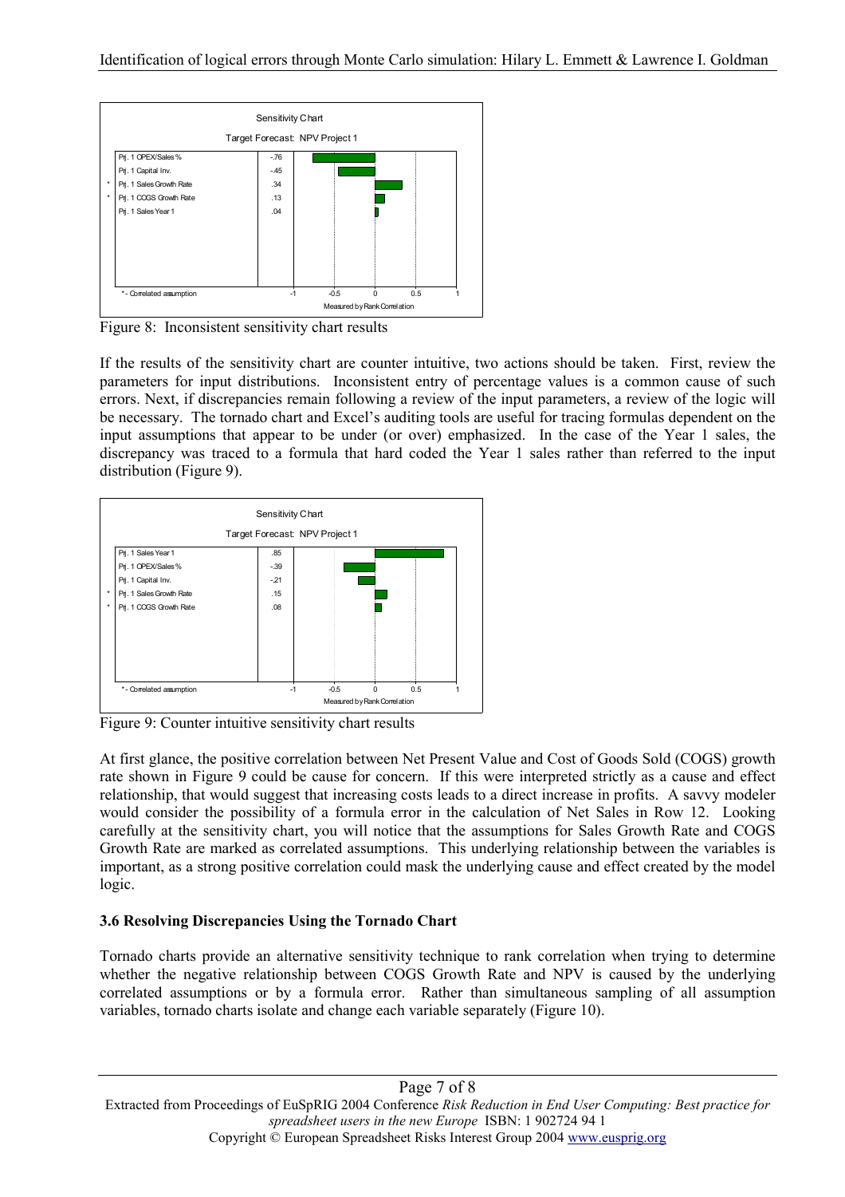| | Sensitivity Chart | |
|---|---|---|
| | Target Forecast: NPV Project 1 | |
| | Prj. 1 OPEX/Sales % | -.76 |
| | Prj. 1 Capital Inv. | -.45 |
| * | Prj. 1 Sales Growth Rate | .34 |
| * | Prj. 1 COGS Growth Rate | .13 |
| | Prj. 1 Sales Year 1 | .04 |

\* - Correlated assumption; Measured by Rank Correlation (axis: -1, -0.5, 0, 0.5, 1)

Figure 8: Inconsistent sensitivity chart results

If the results of the sensitivity chart are counter intuitive, two actions should be taken. First, review the parameters for input distributions. Inconsistent entry of percentage values is a common cause of such errors. Next, if discrepancies remain following a review of the input parameters, a review of the logic will be necessary. The tornado chart and Excel's auditing tools are useful for tracing formulas dependent on the input assumptions that appear to be under (or over) emphasized. In the case of the Year 1 sales, the discrepancy was traced to a formula that hard coded the Year 1 sales rather than referred to the input distribution (Figure 9).

| | Sensitivity Chart | |
|---|---|---|
| | Target Forecast: NPV Project 1 | |
| | Prj. 1 Sales Year 1 | .85 |
| | Prj. 1 OPEX/Sales % | -.39 |
| | Prj. 1 Capital Inv. | -.21 |
| * | Prj. 1 Sales Growth Rate | .15 |
| * | Prj. 1 COGS Growth Rate | .08 |

\* - Correlated assumption; Measured by Rank Correlation (axis: -1, -0.5, 0, 0.5, 1)

Figure 9: Counter intuitive sensitivity chart results

At first glance, the positive correlation between Net Present Value and Cost of Goods Sold (COGS) growth rate shown in Figure 9 could be cause for concern. If this were interpreted strictly as a cause and effect relationship, that would suggest that increasing costs leads to a direct increase in profits. A savvy modeler would consider the possibility of a formula error in the calculation of Net Sales in Row 12. Looking carefully at the sensitivity chart, you will notice that the assumptions for Sales Growth Rate and COGS Growth Rate are marked as correlated assumptions. This underlying relationship between the variables is important, as a strong positive correlation could mask the underlying cause and effect created by the model logic.

### 3.6 Resolving Discrepancies Using the Tornado Chart

Tornado charts provide an alternative sensitivity technique to rank correlation when trying to determine whether the negative relationship between COGS Growth Rate and NPV is caused by the underlying correlated assumptions or by a formula error. Rather than simultaneous sampling of all assumption variables, tornado charts isolate and change each variable separately (Figure 10).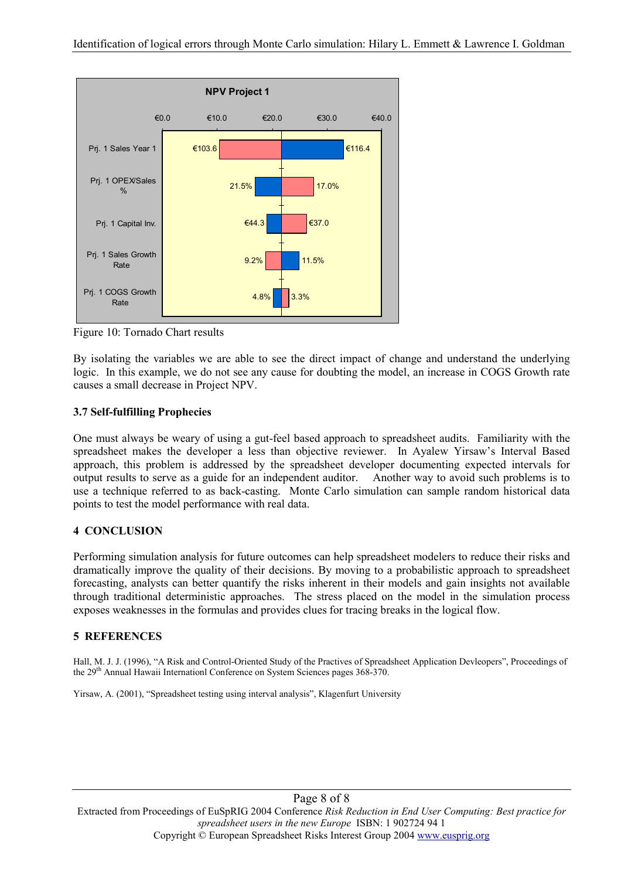NPV Project 1

€0.0
€10.0
€20.0
€30.0
€40.0

Prj. 1 Sales Year 1
€103.6
€116.4

Prj. 1 OPEX/Sales %
21.5%
17.0%

Prj. 1 Capital Inv.
€44.3
€37.0

Prj. 1 Sales Growth Rate
9.2%
11.5%

Prj. 1 COGS Growth Rate
4.8%
3.3%

Figure 10: Tornado Chart results

By isolating the variables we are able to see the direct impact of change and understand the underlying logic. In this example, we do not see any cause for doubting the model, an increase in COGS Growth rate causes a small decrease in Project NPV.

### 3.7 Self-fulfilling Prophecies

One must always be weary of using a gut-feel based approach to spreadsheet audits. Familiarity with the spreadsheet makes the developer a less than objective reviewer. In Ayalew Yirsaw's Interval Based approach, this problem is addressed by the spreadsheet developer documenting expected intervals for output results to serve as a guide for an independent auditor. Another way to avoid such problems is to use a technique referred to as back-casting. Monte Carlo simulation can sample random historical data points to test the model performance with real data.

## 4 CONCLUSION

Performing simulation analysis for future outcomes can help spreadsheet modelers to reduce their risks and dramatically improve the quality of their decisions. By moving to a probabilistic approach to spreadsheet forecasting, analysts can better quantify the risks inherent in their models and gain insights not available through traditional deterministic approaches. The stress placed on the model in the simulation process exposes weaknesses in the formulas and provides clues for tracing breaks in the logical flow.

## 5 REFERENCES

Hall, M. J. J. (1996), "A Risk and Control-Oriented Study of the Practives of Spreadsheet Application Devleopers", Proceedings of the 29th Annual Hawaii Internationl Conference on System Sciences pages 368-370.

Yirsaw, A. (2001), "Spreadsheet testing using interval analysis", Klagenfurt University